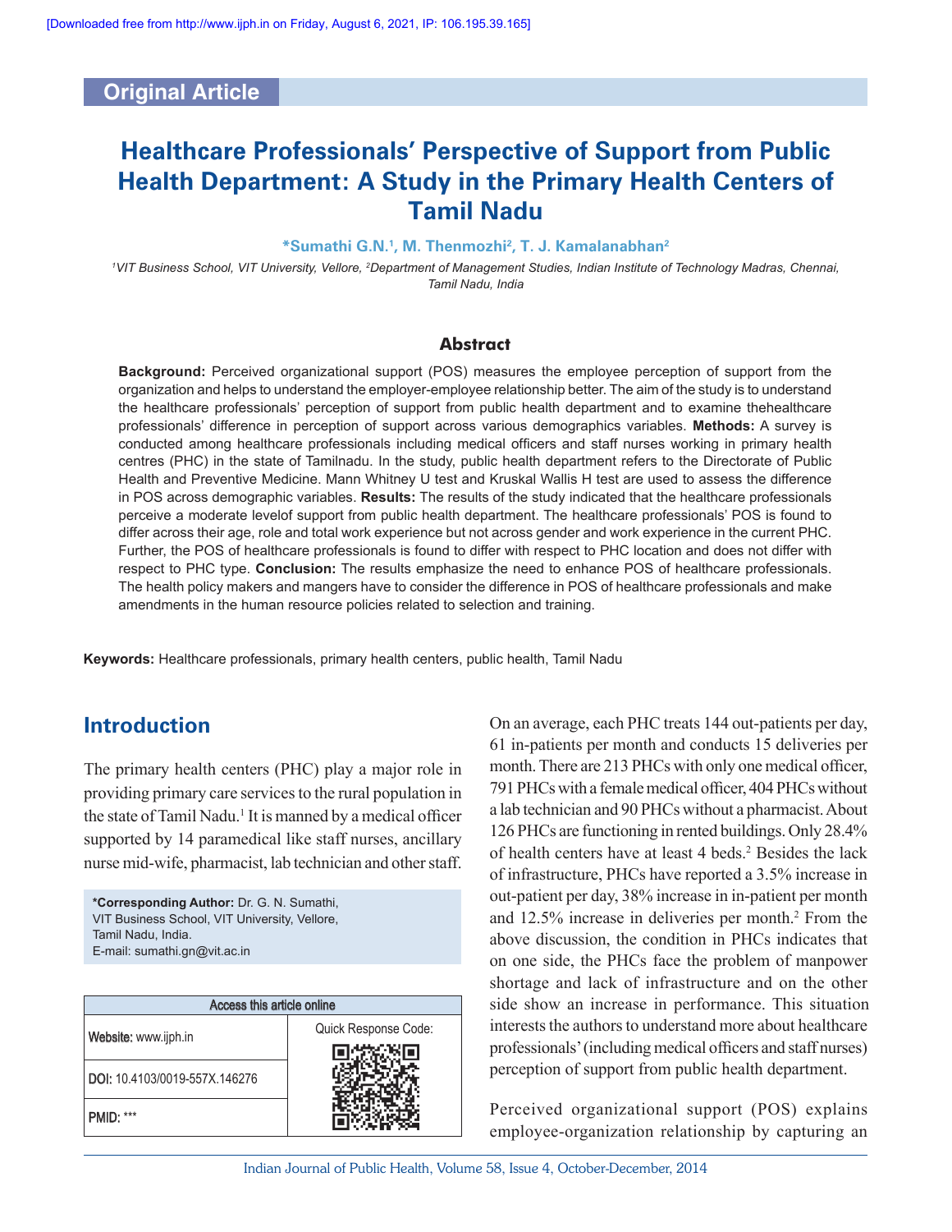Original Article

# Healthcare Professionals' Perspective of Support from Public Health Department: A Study in the Primary Health Centers of Tamil Nadu

**\*Sumathi G.N.[1], M. Thenmozhi[2], T. J. Kamalanabhan[2]**

[1]VIT Business School, VIT University, Vellore, [2]Department of Management Studies, Indian Institute of Technology Madras, Chennai, Tamil Nadu, India

## Abstract

**Background:** Perceived organizational support (POS) measures the employee perception of support from the organization and helps to understand the employer-employee relationship better. The aim of the study is to understand the healthcare professionals' perception of support from public health department and to examine thehealthcare professionals' difference in perception of support across various demographics variables. **Methods:** A survey is conducted among healthcare professionals including medical officers and staff nurses working in primary health centres (PHC) in the state of Tamilnadu. In the study, public health department refers to the Directorate of Public Health and Preventive Medicine. Mann Whitney U test and Kruskal Wallis H test are used to assess the difference in POS across demographic variables. **Results:** The results of the study indicated that the healthcare professionals perceive a moderate levelof support from public health department. The healthcare professionals' POS is found to differ across their age, role and total work experience but not across gender and work experience in the current PHC. Further, the POS of healthcare professionals is found to differ with respect to PHC location and does not differ with respect to PHC type. **Conclusion:** The results emphasize the need to enhance POS of healthcare professionals. The health policy makers and mangers have to consider the difference in POS of healthcare professionals and make amendments in the human resource policies related to selection and training.

**Keywords:** Healthcare professionals, primary health centers, public health, Tamil Nadu

## Introduction

The primary health centers (PHC) play a major role in providing primary care services to the rural population in the state of Tamil Nadu.[1] It is manned by a medical officer supported by 14 paramedical like staff nurses, ancillary nurse mid-wife, pharmacist, lab technician and other staff. On an average, each PHC treats 144 out-patients per day, 61 in-patients per month and conducts 15 deliveries per month. There are 213 PHCs with only one medical officer, 791 PHCs with a female medical officer, 404 PHCs without a lab technician and 90 PHCs without a pharmacist. About 126 PHCs are functioning in rented buildings. Only 28.4% of health centers have at least 4 beds.[2] Besides the lack of infrastructure, PHCs have reported a 3.5% increase in out-patient per day, 38% increase in in-patient per month and 12.5% increase in deliveries per month.[2] From the above discussion, the condition in PHCs indicates that on one side, the PHCs face the problem of manpower shortage and lack of infrastructure and on the other side show an increase in performance. This situation interests the authors to understand more about healthcare professionals' (including medical officers and staff nurses) perception of support from public health department.

Perceived organizational support (POS) explains employee-organization relationship by capturing an

**\*Corresponding Author:** Dr. G. N. Sumathi, VIT Business School, VIT University, Vellore, Tamil Nadu, India. E-mail: sumathi.gn@vit.ac.in

| Access this article online | |
|---|---|
| Website: www.ijph.in | Quick Response Code: |
| DOI: 10.4103/0019-557X.146276 | |
| PMID: *** | |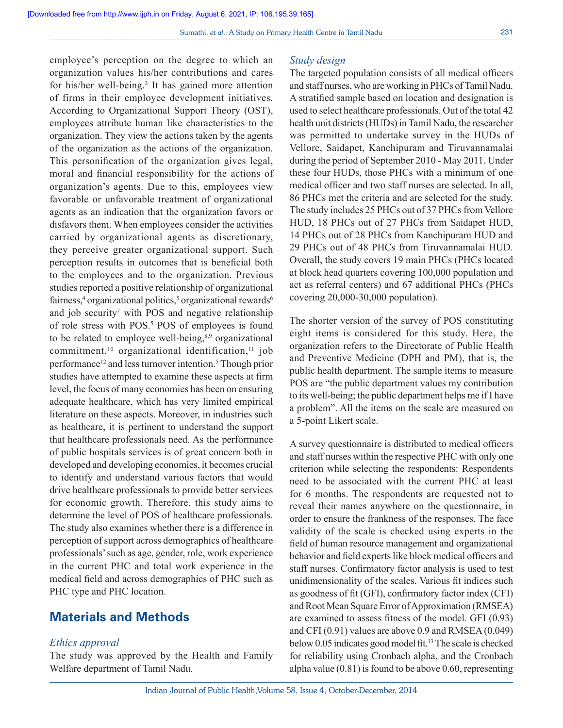employee's perception on the degree to which an organization values his/her contributions and cares for his/her well-being.[3] It has gained more attention of firms in their employee development initiatives. According to Organizational Support Theory (OST), employees attribute human like characteristics to the organization. They view the actions taken by the agents of the organization as the actions of the organization. This personification of the organization gives legal, moral and financial responsibility for the actions of organization's agents. Due to this, employees view favorable or unfavorable treatment of organizational agents as an indication that the organization favors or disfavors them. When employees consider the activities carried by organizational agents as discretionary, they perceive greater organizational support. Such perception results in outcomes that is beneficial both to the employees and to the organization. Previous studies reported a positive relationship of organizational fairness,[4] organizational politics,[5] organizational rewards[6] and job security[7] with POS and negative relationship of role stress with POS.[5] POS of employees is found to be related to employee well-being,[8,9] organizational commitment,[10] organizational identification,[11] job performance[12] and less turnover intention.[5] Though prior studies have attempted to examine these aspects at firm level, the focus of many economies has been on ensuring adequate healthcare, which has very limited empirical literature on these aspects. Moreover, in industries such as healthcare, it is pertinent to understand the support that healthcare professionals need. As the performance of public hospitals services is of great concern both in developed and developing economies, it becomes crucial to identify and understand various factors that would drive healthcare professionals to provide better services for economic growth. Therefore, this study aims to determine the level of POS of healthcare professionals. The study also examines whether there is a difference in perception of support across demographics of healthcare professionals' such as age, gender, role, work experience in the current PHC and total work experience in the medical field and across demographics of PHC such as PHC type and PHC location.

## Materials and Methods

### *Ethics approval*

The study was approved by the Health and Family Welfare department of Tamil Nadu.

### *Study design*

The targeted population consists of all medical officers and staff nurses, who are working in PHCs of Tamil Nadu. A stratified sample based on location and designation is used to select healthcare professionals. Out of the total 42 health unit districts (HUDs) in Tamil Nadu, the researcher was permitted to undertake survey in the HUDs of Vellore, Saidapet, Kanchipuram and Tiruvannamalai during the period of September 2010 - May 2011. Under these four HUDs, those PHCs with a minimum of one medical officer and two staff nurses are selected. In all, 86 PHCs met the criteria and are selected for the study. The study includes 25 PHCs out of 37 PHCs from Vellore HUD, 18 PHCs out of 27 PHCs from Saidapet HUD, 14 PHCs out of 28 PHCs from Kanchipuram HUD and 29 PHCs out of 48 PHCs from Tiruvannamalai HUD. Overall, the study covers 19 main PHCs (PHCs located at block head quarters covering 100,000 population and act as referral centers) and 67 additional PHCs (PHCs covering 20,000-30,000 population).

The shorter version of the survey of POS constituting eight items is considered for this study. Here, the organization refers to the Directorate of Public Health and Preventive Medicine (DPH and PM), that is, the public health department. The sample items to measure POS are "the public department values my contribution to its well-being; the public department helps me if I have a problem". All the items on the scale are measured on a 5-point Likert scale.

A survey questionnaire is distributed to medical officers and staff nurses within the respective PHC with only one criterion while selecting the respondents: Respondents need to be associated with the current PHC at least for 6 months. The respondents are requested not to reveal their names anywhere on the questionnaire, in order to ensure the frankness of the responses. The face validity of the scale is checked using experts in the field of human resource management and organizational behavior and field experts like block medical officers and staff nurses. Confirmatory factor analysis is used to test unidimensionality of the scales. Various fit indices such as goodness of fit (GFI), confirmatory factor index (CFI) and Root Mean Square Error of Approximation (RMSEA) are examined to assess fitness of the model. GFI (0.93) and CFI (0.91) values are above 0.9 and RMSEA (0.049) below 0.05 indicates good model fit.[13] The scale is checked for reliability using Cronbach alpha, and the Cronbach alpha value (0.81) is found to be above 0.60, representing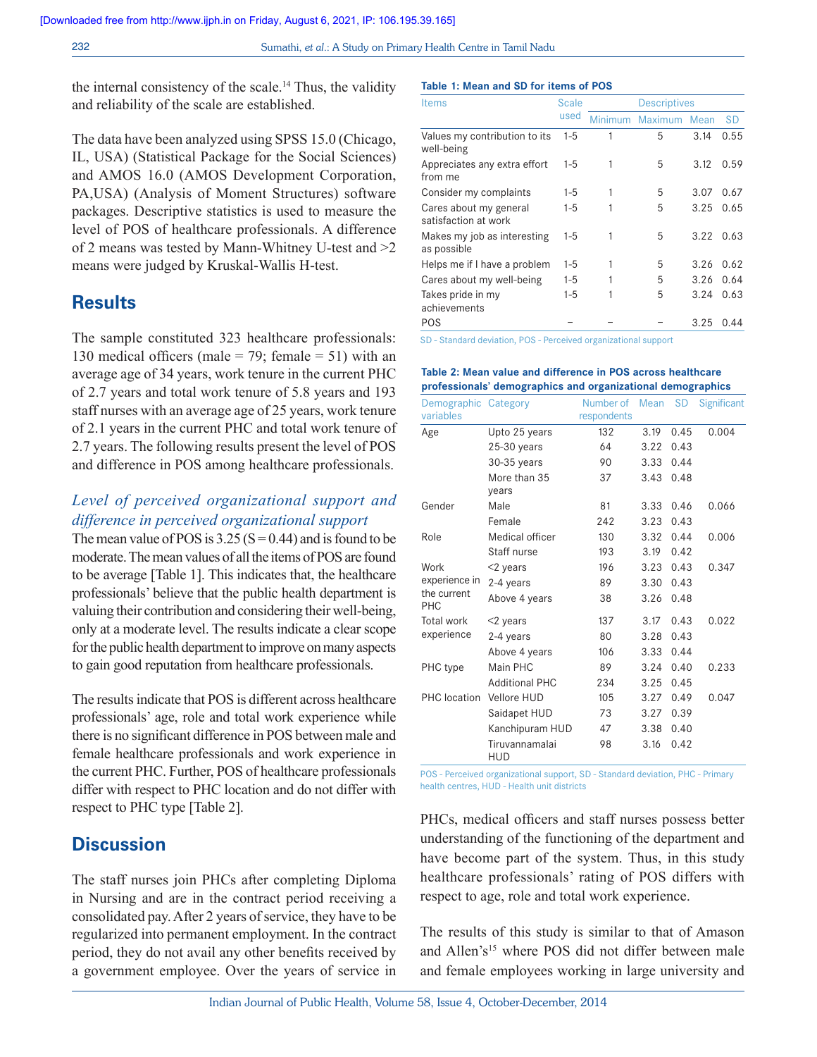the internal consistency of the scale.[14] Thus, the validity and reliability of the scale are established.

The data have been analyzed using SPSS 15.0 (Chicago, IL, USA) (Statistical Package for the Social Sciences) and AMOS 16.0 (AMOS Development Corporation, PA,USA) (Analysis of Moment Structures) software packages. Descriptive statistics is used to measure the level of POS of healthcare professionals. A difference of 2 means was tested by Mann-Whitney U-test and >2 means were judged by Kruskal-Wallis H-test.

## Results

The sample constituted 323 healthcare professionals: 130 medical officers (male = 79; female = 51) with an average age of 34 years, work tenure in the current PHC of 2.7 years and total work tenure of 5.8 years and 193 staff nurses with an average age of 25 years, work tenure of 2.1 years in the current PHC and total work tenure of 2.7 years. The following results present the level of POS and difference in POS among healthcare professionals.

### *Level of perceived organizational support and difference in perceived organizational support*

The mean value of POS is 3.25 (S = 0.44) and is found to be moderate. The mean values of all the items of POS are found to be average [Table 1]. This indicates that, the healthcare professionals' believe that the public health department is valuing their contribution and considering their well-being, only at a moderate level. The results indicate a clear scope for the public health department to improve on many aspects to gain good reputation from healthcare professionals.

The results indicate that POS is different across healthcare professionals' age, role and total work experience while there is no significant difference in POS between male and female healthcare professionals and work experience in the current PHC. Further, POS of healthcare professionals differ with respect to PHC location and do not differ with respect to PHC type [Table 2].

**Table 1: Mean and SD for items of POS**

| Items | Scale used | Descriptives | | | |
|---|---|---|---|---|---|
| | | Minimum | Maximum | Mean | SD |
| Values my contribution to its well-being | 1-5 | 1 | 5 | 3.14 | 0.55 |
| Appreciates any extra effort from me | 1-5 | 1 | 5 | 3.12 | 0.59 |
| Consider my complaints | 1-5 | 1 | 5 | 3.07 | 0.67 |
| Cares about my general satisfaction at work | 1-5 | 1 | 5 | 3.25 | 0.65 |
| Makes my job as interesting as possible | 1-5 | 1 | 5 | 3.22 | 0.63 |
| Helps me if I have a problem | 1-5 | 1 | 5 | 3.26 | 0.62 |
| Cares about my well-being | 1-5 | 1 | 5 | 3.26 | 0.64 |
| Takes pride in my achievements | 1-5 | 1 | 5 | 3.24 | 0.63 |
| POS | – | – | – | 3.25 | 0.44 |

SD - Standard deviation, POS - Perceived organizational support

**Table 2: Mean value and difference in POS across healthcare professionals' demographics and organizational demographics**

| Demographic variables | Category | Number of respondents | Mean | SD | Significant |
|---|---|---|---|---|---|
| Age | Upto 25 years | 132 | 3.19 | 0.45 | 0.004 |
| | 25-30 years | 64 | 3.22 | 0.43 | |
| | 30-35 years | 90 | 3.33 | 0.44 | |
| | More than 35 years | 37 | 3.43 | 0.48 | |
| Gender | Male | 81 | 3.33 | 0.46 | 0.066 |
| | Female | 242 | 3.23 | 0.43 | |
| Role | Medical officer | 130 | 3.32 | 0.44 | 0.006 |
| | Staff nurse | 193 | 3.19 | 0.42 | |
| Work experience in the current PHC | <2 years | 196 | 3.23 | 0.43 | 0.347 |
| | 2-4 years | 89 | 3.30 | 0.43 | |
| | Above 4 years | 38 | 3.26 | 0.48 | |
| Total work experience | <2 years | 137 | 3.17 | 0.43 | 0.022 |
| | 2-4 years | 80 | 3.28 | 0.43 | |
| | Above 4 years | 106 | 3.33 | 0.44 | |
| PHC type | Main PHC | 89 | 3.24 | 0.40 | 0.233 |
| | Additional PHC | 234 | 3.25 | 0.45 | |
| PHC location | Vellore HUD | 105 | 3.27 | 0.49 | 0.047 |
| | Saidapet HUD | 73 | 3.27 | 0.39 | |
| | Kanchipuram HUD | 47 | 3.38 | 0.40 | |
| | Tiruvannamalai HUD | 98 | 3.16 | 0.42 | |

POS - Perceived organizational support, SD - Standard deviation, PHC - Primary health centres, HUD - Health unit districts

## Discussion

The staff nurses join PHCs after completing Diploma in Nursing and are in the contract period receiving a consolidated pay. After 2 years of service, they have to be regularized into permanent employment. In the contract period, they do not avail any other benefits received by a government employee. Over the years of service in PHCs, medical officers and staff nurses possess better understanding of the functioning of the department and have become part of the system. Thus, in this study healthcare professionals' rating of POS differs with respect to age, role and total work experience.

The results of this study is similar to that of Amason and Allen's[15] where POS did not differ between male and female employees working in large university and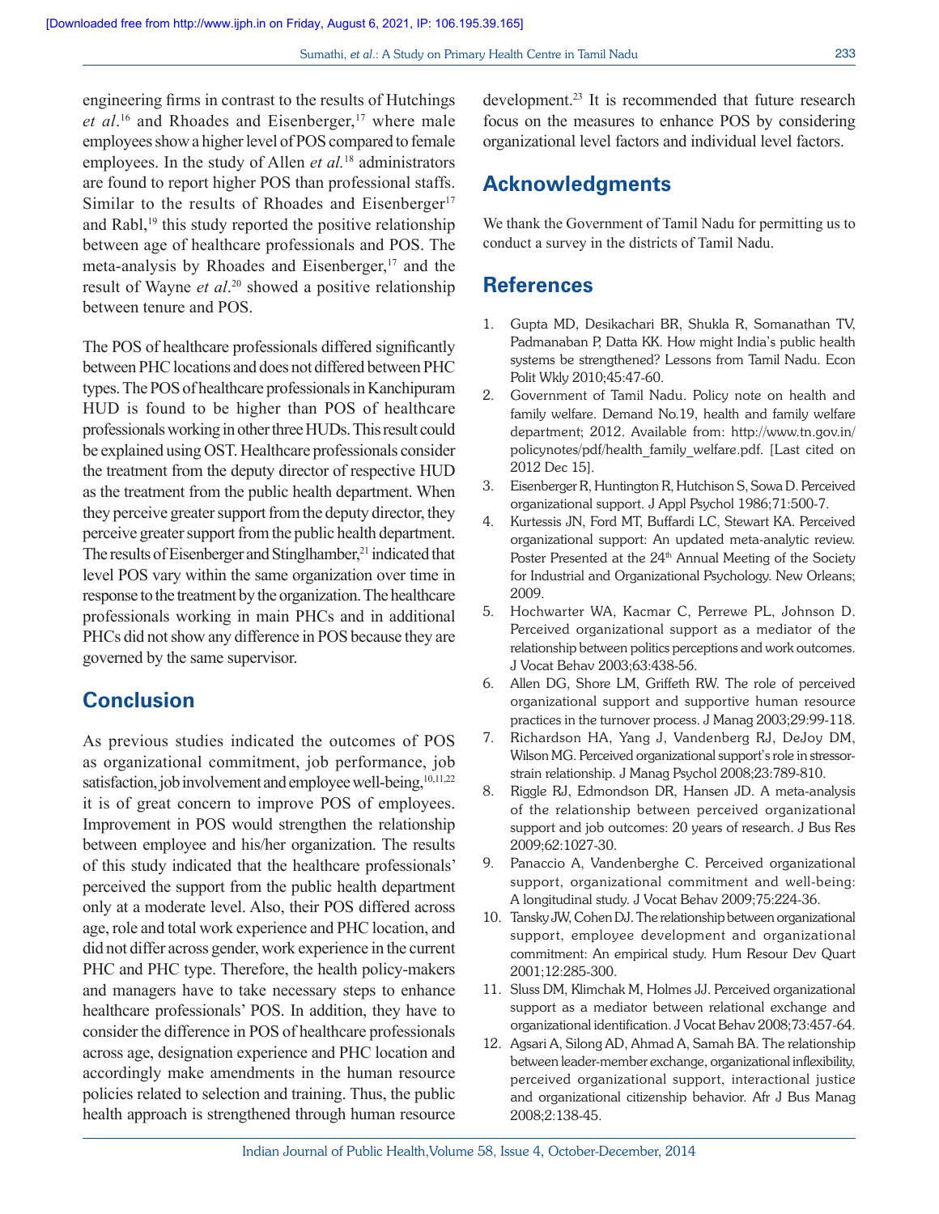engineering firms in contrast to the results of Hutchings *et al*.[16] and Rhoades and Eisenberger,[17] where male employees show a higher level of POS compared to female employees. In the study of Allen *et al.*[18] administrators are found to report higher POS than professional staffs. Similar to the results of Rhoades and Eisenberger[17] and Rabl,[19] this study reported the positive relationship between age of healthcare professionals and POS. The meta-analysis by Rhoades and Eisenberger,[17] and the result of Wayne *et al*.[20] showed a positive relationship between tenure and POS.

The POS of healthcare professionals differed significantly between PHC locations and does not differed between PHC types. The POS of healthcare professionals in Kanchipuram HUD is found to be higher than POS of healthcare professionals working in other three HUDs. This result could be explained using OST. Healthcare professionals consider the treatment from the deputy director of respective HUD as the treatment from the public health department. When they perceive greater support from the deputy director, they perceive greater support from the public health department. The results of Eisenberger and Stinglhamber,[21] indicated that level POS vary within the same organization over time in response to the treatment by the organization. The healthcare professionals working in main PHCs and in additional PHCs did not show any difference in POS because they are governed by the same supervisor.

## Conclusion

As previous studies indicated the outcomes of POS as organizational commitment, job performance, job satisfaction, job involvement and employee well-being,[10,11,22] it is of great concern to improve POS of employees. Improvement in POS would strengthen the relationship between employee and his/her organization. The results of this study indicated that the healthcare professionals' perceived the support from the public health department only at a moderate level. Also, their POS differed across age, role and total work experience and PHC location, and did not differ across gender, work experience in the current PHC and PHC type. Therefore, the health policy-makers and managers have to take necessary steps to enhance healthcare professionals' POS. In addition, they have to consider the difference in POS of healthcare professionals across age, designation experience and PHC location and accordingly make amendments in the human resource policies related to selection and training. Thus, the public health approach is strengthened through human resource development.[23] It is recommended that future research focus on the measures to enhance POS by considering organizational level factors and individual level factors.

## Acknowledgments

We thank the Government of Tamil Nadu for permitting us to conduct a survey in the districts of Tamil Nadu.

## References

1. Gupta MD, Desikachari BR, Shukla R, Somanathan TV, Padmanaban P, Datta KK. How might India's public health systems be strengthened? Lessons from Tamil Nadu. Econ Polit Wkly 2010;45:47-60.
2. Government of Tamil Nadu. Policy note on health and family welfare. Demand No.19, health and family welfare department; 2012. Available from: http://www.tn.gov.in/policynotes/pdf/health_family_welfare.pdf. [Last cited on 2012 Dec 15].
3. Eisenberger R, Huntington R, Hutchison S, Sowa D. Perceived organizational support. J Appl Psychol 1986;71:500-7.
4. Kurtessis JN, Ford MT, Buffardi LC, Stewart KA. Perceived organizational support: An updated meta-analytic review. Poster Presented at the 24th Annual Meeting of the Society for Industrial and Organizational Psychology. New Orleans; 2009.
5. Hochwarter WA, Kacmar C, Perrewe PL, Johnson D. Perceived organizational support as a mediator of the relationship between politics perceptions and work outcomes. J Vocat Behav 2003;63:438-56.
6. Allen DG, Shore LM, Griffeth RW. The role of perceived organizational support and supportive human resource practices in the turnover process. J Manag 2003;29:99-118.
7. Richardson HA, Yang J, Vandenberg RJ, DeJoy DM, Wilson MG. Perceived organizational support's role in stressor-strain relationship. J Manag Psychol 2008;23:789-810.
8. Riggle RJ, Edmondson DR, Hansen JD. A meta-analysis of the relationship between perceived organizational support and job outcomes: 20 years of research. J Bus Res 2009;62:1027-30.
9. Panaccio A, Vandenberghe C. Perceived organizational support, organizational commitment and well-being: A longitudinal study. J Vocat Behav 2009;75:224-36.
10. Tansky JW, Cohen DJ. The relationship between organizational support, employee development and organizational commitment: An empirical study. Hum Resour Dev Quart 2001;12:285-300.
11. Sluss DM, Klimchak M, Holmes JJ. Perceived organizational support as a mediator between relational exchange and organizational identification. J Vocat Behav 2008;73:457-64.
12. Agsari A, Silong AD, Ahmad A, Samah BA. The relationship between leader-member exchange, organizational inflexibility, perceived organizational support, interactional justice and organizational citizenship behavior. Afr J Bus Manag 2008;2:138-45.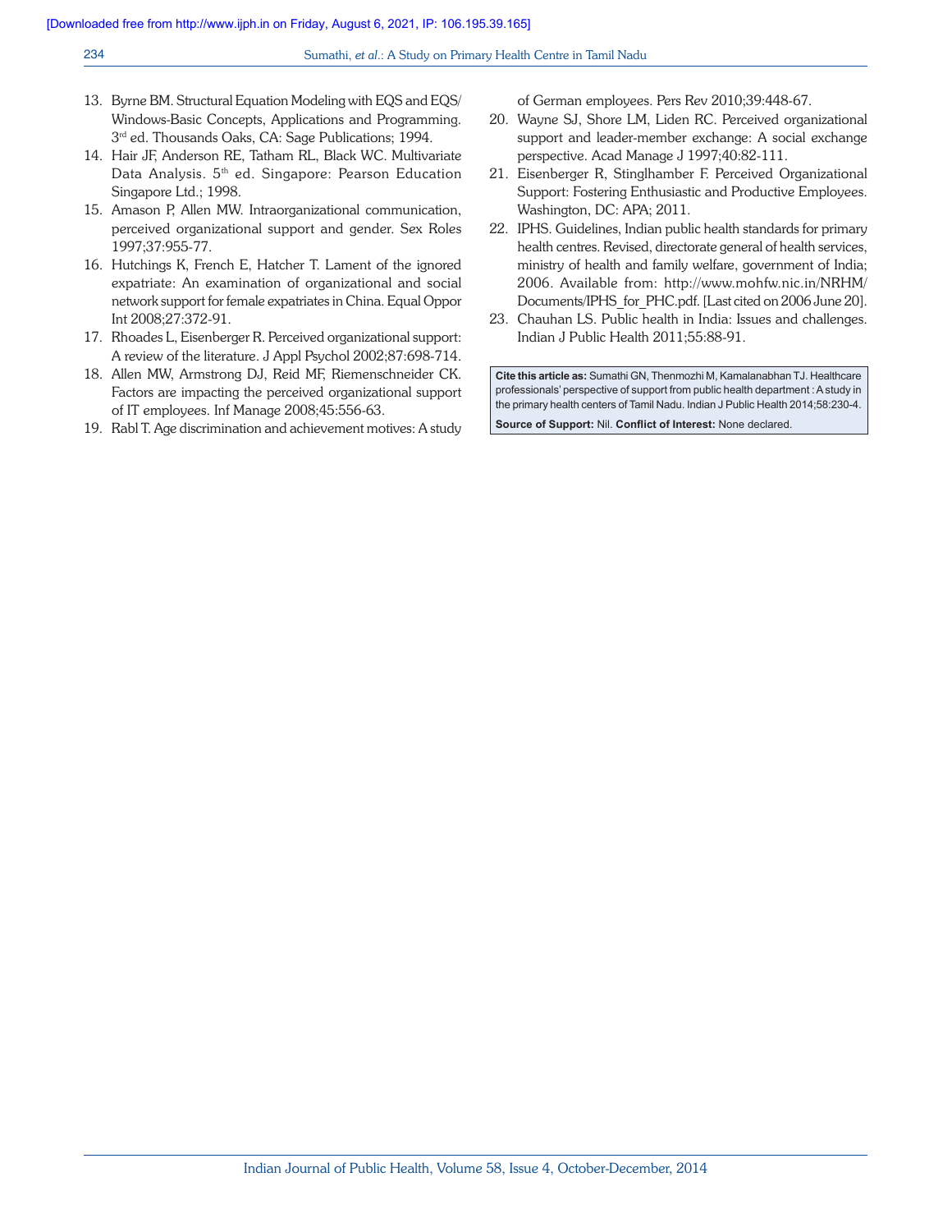13. Byrne BM. Structural Equation Modeling with EQS and EQS/Windows-Basic Concepts, Applications and Programming. 3rd ed. Thousands Oaks, CA: Sage Publications; 1994.
14. Hair JF, Anderson RE, Tatham RL, Black WC. Multivariate Data Analysis. 5th ed. Singapore: Pearson Education Singapore Ltd.; 1998.
15. Amason P, Allen MW. Intraorganizational communication, perceived organizational support and gender. Sex Roles 1997;37:955-77.
16. Hutchings K, French E, Hatcher T. Lament of the ignored expatriate: An examination of organizational and social network support for female expatriates in China. Equal Oppor Int 2008;27:372-91.
17. Rhoades L, Eisenberger R. Perceived organizational support: A review of the literature. J Appl Psychol 2002;87:698-714.
18. Allen MW, Armstrong DJ, Reid MF, Riemenschneider CK. Factors are impacting the perceived organizational support of IT employees. Inf Manage 2008;45:556-63.
19. Rabl T. Age discrimination and achievement motives: A study of German employees. Pers Rev 2010;39:448-67.
20. Wayne SJ, Shore LM, Liden RC. Perceived organizational support and leader-member exchange: A social exchange perspective. Acad Manage J 1997;40:82-111.
21. Eisenberger R, Stinglhamber F. Perceived Organizational Support: Fostering Enthusiastic and Productive Employees. Washington, DC: APA; 2011.
22. IPHS. Guidelines, Indian public health standards for primary health centres. Revised, directorate general of health services, ministry of health and family welfare, government of India; 2006. Available from: http://www.mohfw.nic.in/NRHM/Documents/IPHS_for_PHC.pdf. [Last cited on 2006 June 20].
23. Chauhan LS. Public health in India: Issues and challenges. Indian J Public Health 2011;55:88-91.

**Cite this article as:** Sumathi GN, Thenmozhi M, Kamalanabhan TJ. Healthcare professionals' perspective of support from public health department : A study in the primary health centers of Tamil Nadu. Indian J Public Health 2014;58:230-4.

**Source of Support:** Nil. **Conflict of Interest:** None declared.